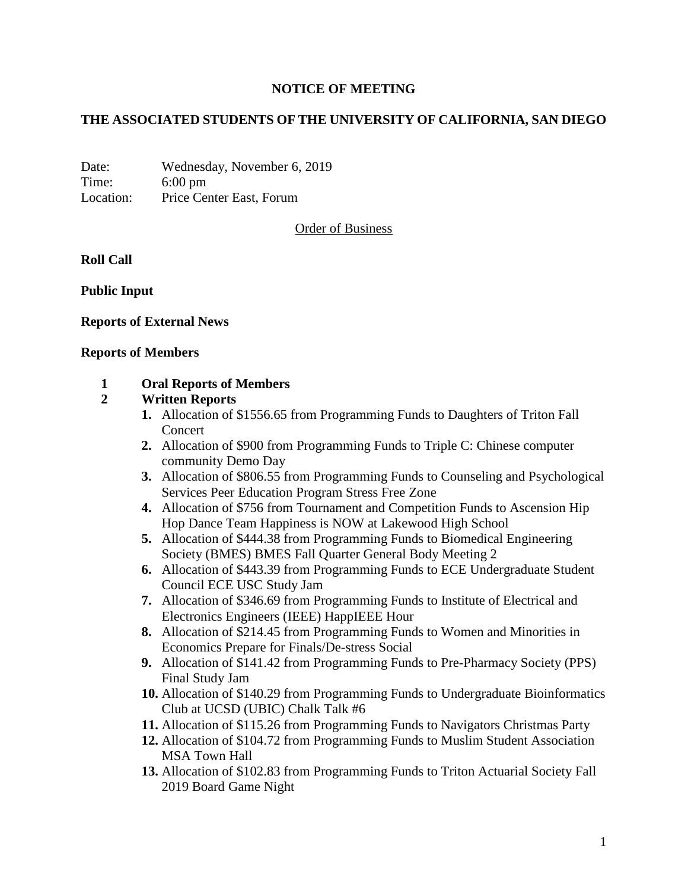**NOTICE OF MEETING**

**THE ASSOCIATED STUDENTS OF THE UNIVERSITY OF CALIFORNIA, SAN DIEGO**

Date: Wednesday, November 6, 2019
Time: 6:00 pm
Location: Price Center East, Forum

Order of Business

**Roll Call**

**Public Input**

**Reports of External News**

**Reports of Members**

**1 Oral Reports of Members**

**2 Written Reports**

1. Allocation of $1556.65 from Programming Funds to Daughters of Triton Fall Concert
2. Allocation of $900 from Programming Funds to Triple C: Chinese computer community Demo Day
3. Allocation of $806.55 from Programming Funds to Counseling and Psychological Services Peer Education Program Stress Free Zone
4. Allocation of $756 from Tournament and Competition Funds to Ascension Hip Hop Dance Team Happiness is NOW at Lakewood High School
5. Allocation of $444.38 from Programming Funds to Biomedical Engineering Society (BMES) BMES Fall Quarter General Body Meeting 2
6. Allocation of $443.39 from Programming Funds to ECE Undergraduate Student Council ECE USC Study Jam
7. Allocation of $346.69 from Programming Funds to Institute of Electrical and Electronics Engineers (IEEE) HappIEEE Hour
8. Allocation of $214.45 from Programming Funds to Women and Minorities in Economics Prepare for Finals/De-stress Social
9. Allocation of $141.42 from Programming Funds to Pre-Pharmacy Society (PPS) Final Study Jam
10. Allocation of $140.29 from Programming Funds to Undergraduate Bioinformatics Club at UCSD (UBIC) Chalk Talk #6
11. Allocation of $115.26 from Programming Funds to Navigators Christmas Party
12. Allocation of $104.72 from Programming Funds to Muslim Student Association MSA Town Hall
13. Allocation of $102.83 from Programming Funds to Triton Actuarial Society Fall 2019 Board Game Night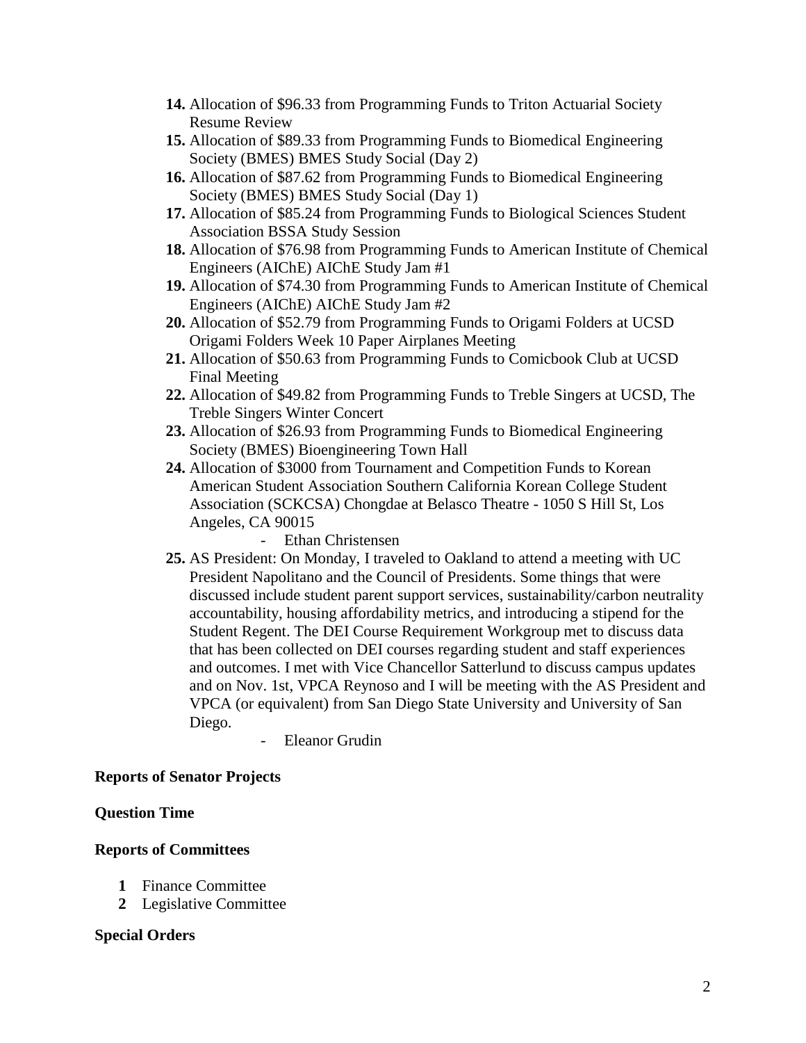14. Allocation of $96.33 from Programming Funds to Triton Actuarial Society Resume Review
15. Allocation of $89.33 from Programming Funds to Biomedical Engineering Society (BMES) BMES Study Social (Day 2)
16. Allocation of $87.62 from Programming Funds to Biomedical Engineering Society (BMES) BMES Study Social (Day 1)
17. Allocation of $85.24 from Programming Funds to Biological Sciences Student Association BSSA Study Session
18. Allocation of $76.98 from Programming Funds to American Institute of Chemical Engineers (AIChE) AIChE Study Jam #1
19. Allocation of $74.30 from Programming Funds to American Institute of Chemical Engineers (AIChE) AIChE Study Jam #2
20. Allocation of $52.79 from Programming Funds to Origami Folders at UCSD Origami Folders Week 10 Paper Airplanes Meeting
21. Allocation of $50.63 from Programming Funds to Comicbook Club at UCSD Final Meeting
22. Allocation of $49.82 from Programming Funds to Treble Singers at UCSD, The Treble Singers Winter Concert
23. Allocation of $26.93 from Programming Funds to Biomedical Engineering Society (BMES) Bioengineering Town Hall
24. Allocation of $3000 from Tournament and Competition Funds to Korean American Student Association Southern California Korean College Student Association (SCKCSA) Chongdae at Belasco Theatre - 1050 S Hill St, Los Angeles, CA 90015
    - Ethan Christensen
25. AS President: On Monday, I traveled to Oakland to attend a meeting with UC President Napolitano and the Council of Presidents. Some things that were discussed include student parent support services, sustainability/carbon neutrality accountability, housing affordability metrics, and introducing a stipend for the Student Regent. The DEI Course Requirement Workgroup met to discuss data that has been collected on DEI courses regarding student and staff experiences and outcomes. I met with Vice Chancellor Satterlund to discuss campus updates and on Nov. 1st, VPCA Reynoso and I will be meeting with the AS President and VPCA (or equivalent) from San Diego State University and University of San Diego.
    - Eleanor Grudin

**Reports of Senator Projects**

**Question Time**

**Reports of Committees**

1. Finance Committee
2. Legislative Committee

**Special Orders**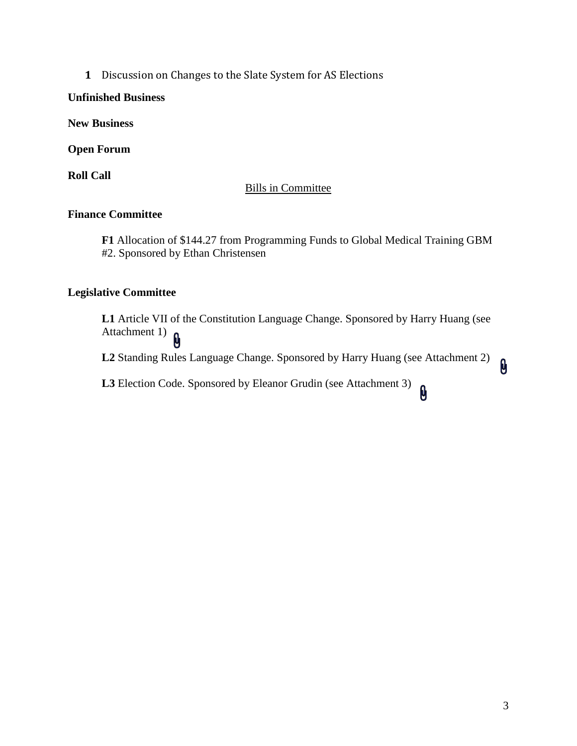1. Discussion on Changes to the Slate System for AS Elections

**Unfinished Business**

**New Business**

**Open Forum**

**Roll Call**

<u>Bills in Committee</u>

**Finance Committee**

**F1** Allocation of $144.27 from Programming Funds to Global Medical Training GBM #2. Sponsored by Ethan Christensen

**Legislative Committee**

**L1** Article VII of the Constitution Language Change. Sponsored by Harry Huang (see Attachment 1)

**L2** Standing Rules Language Change. Sponsored by Harry Huang (see Attachment 2)

**L3** Election Code. Sponsored by Eleanor Grudin (see Attachment 3)